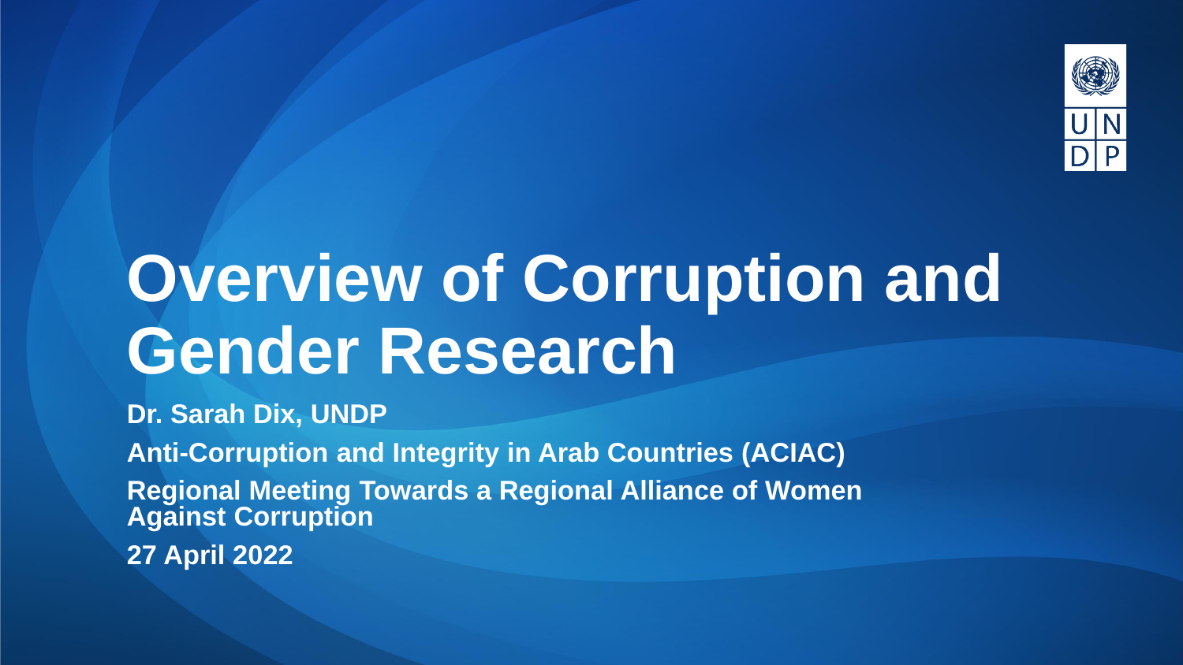# Overview of Corruption and Gender Research

**Dr. Sarah Dix, UNDP**

**Anti-Corruption and Integrity in Arab Countries (ACIAC)**

**Regional Meeting Towards a Regional Alliance of Women Against Corruption**

**27 April 2022**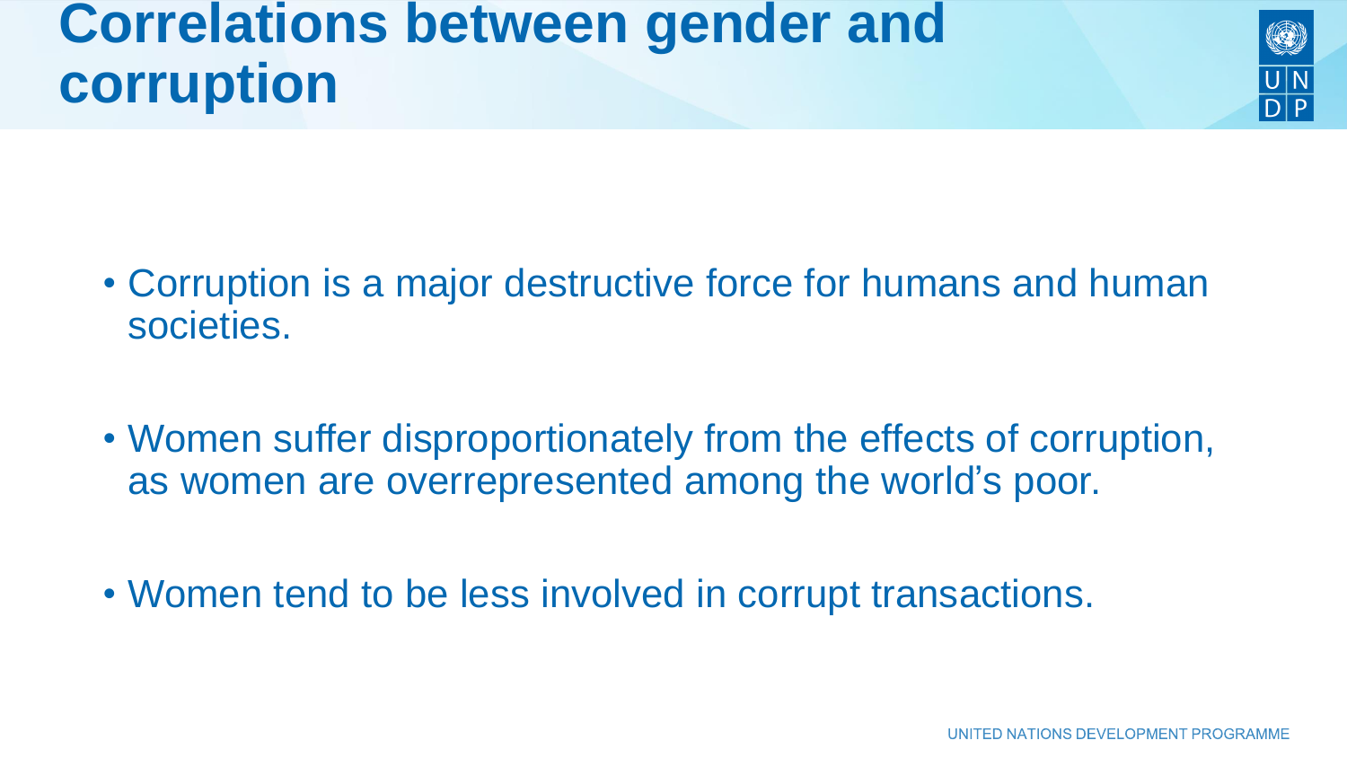# Correlations between gender and corruption

- Corruption is a major destructive force for humans and human societies.
- Women suffer disproportionately from the effects of corruption, as women are overrepresented among the world's poor.
- Women tend to be less involved in corrupt transactions.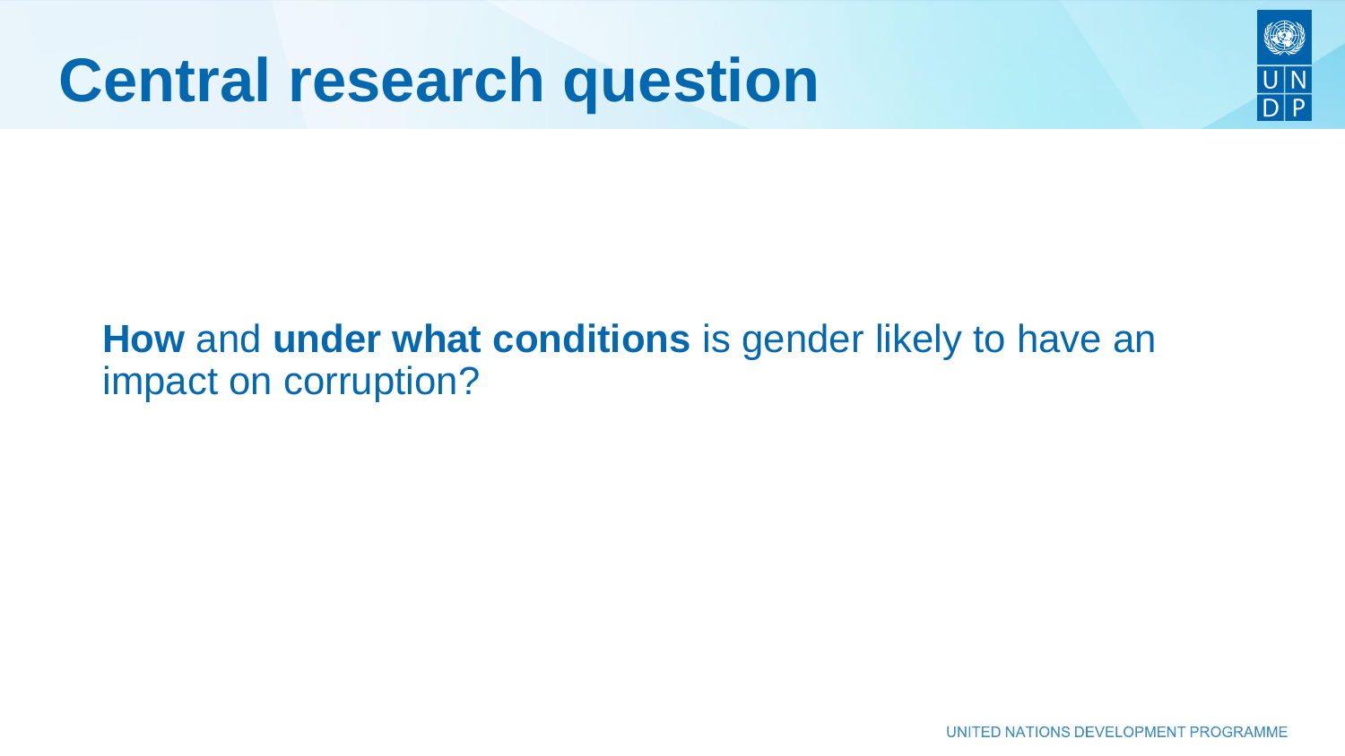# Central research question

**How** and **under what conditions** is gender likely to have an impact on corruption?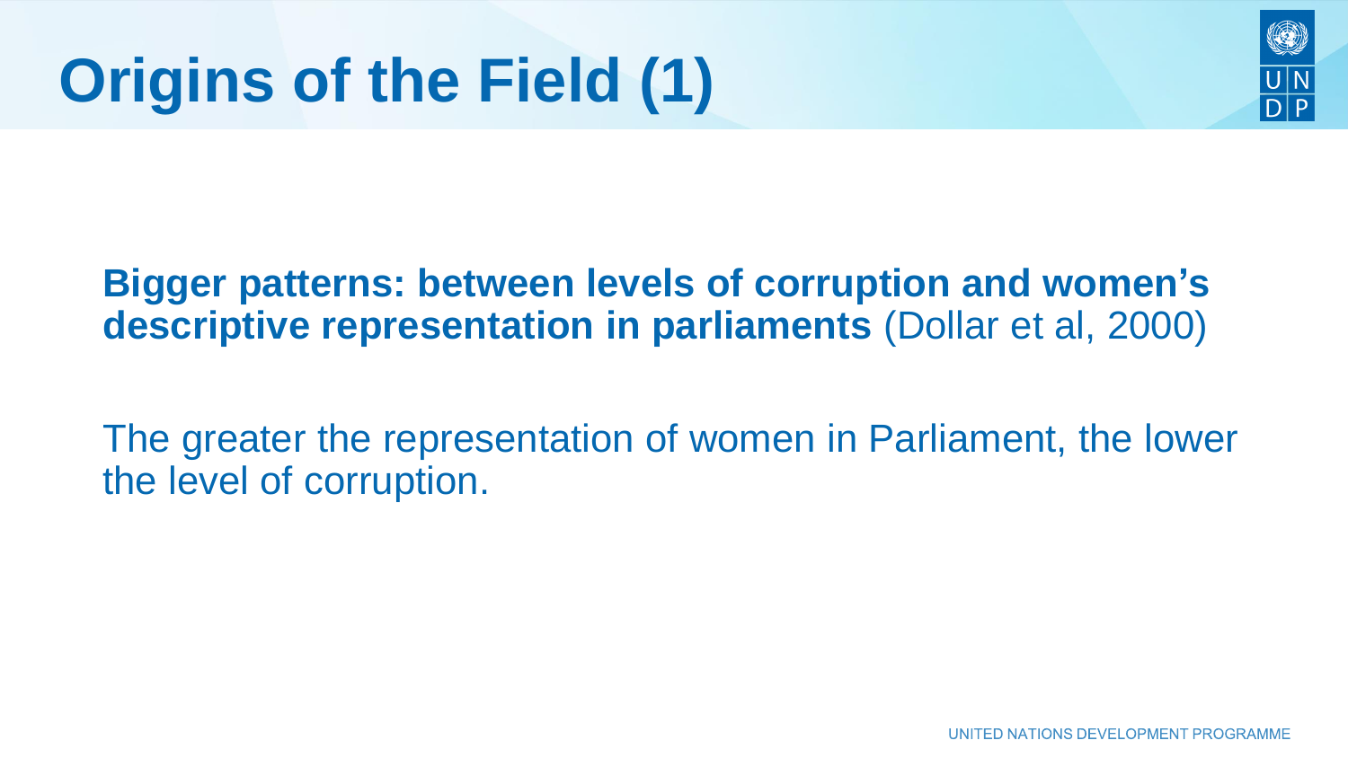# Origins of the Field (1)

**Bigger patterns: between levels of corruption and women's descriptive representation in parliaments** (Dollar et al, 2000)

The greater the representation of women in Parliament, the lower the level of corruption.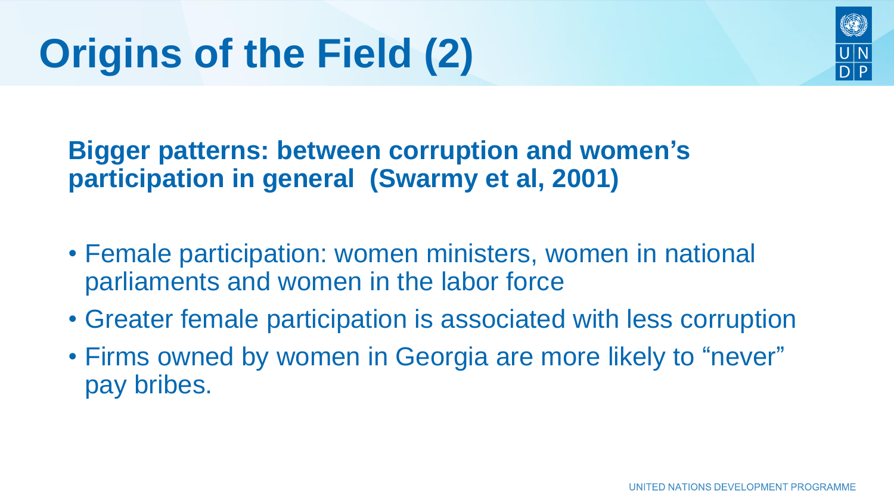# Origins of the Field (2)

**Bigger patterns: between corruption and women's participation in general (Swarmy et al, 2001)**

- Female participation: women ministers, women in national parliaments and women in the labor force
- Greater female participation is associated with less corruption
- Firms owned by women in Georgia are more likely to "never" pay bribes.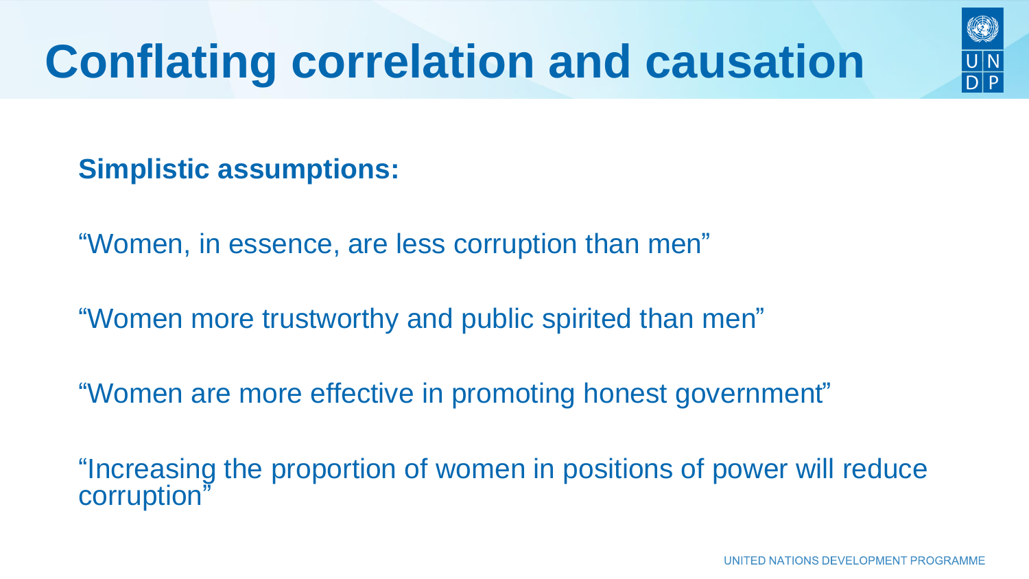# Conflating correlation and causation

**Simplistic assumptions:**

"Women, in essence, are less corruption than men"

"Women more trustworthy and public spirited than men"

"Women are more effective in promoting honest government"

"Increasing the proportion of women in positions of power will reduce corruption"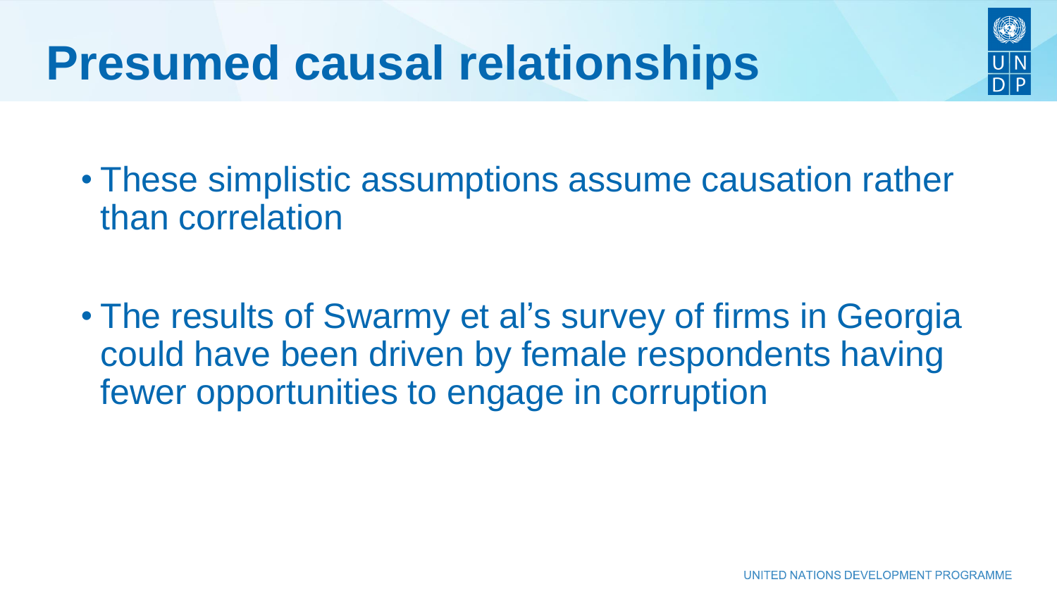# Presumed causal relationships

- These simplistic assumptions assume causation rather than correlation

- The results of Swarmy et al's survey of firms in Georgia could have been driven by female respondents having fewer opportunities to engage in corruption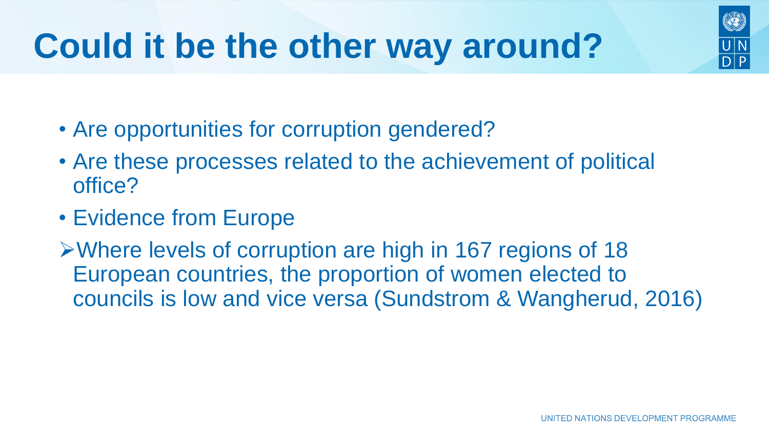# Could it be the other way around?

- Are opportunities for corruption gendered?
- Are these processes related to the achievement of political office?
- Evidence from Europe

➢ Where levels of corruption are high in 167 regions of 18 European countries, the proportion of women elected to councils is low and vice versa (Sundstrom & Wangherud, 2016)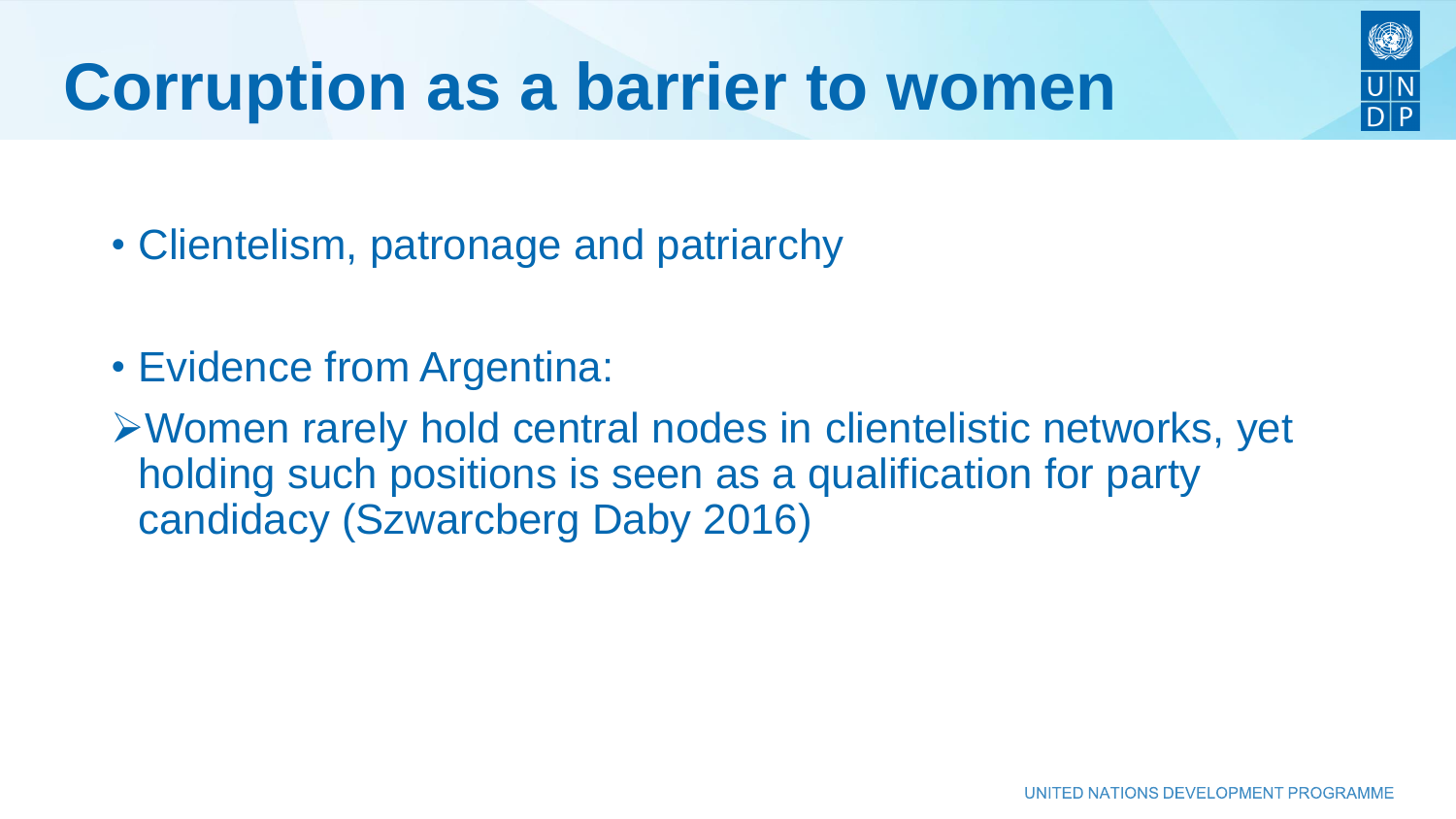# Corruption as a barrier to women

- Clientelism, patronage and patriarchy

- Evidence from Argentina:

  - Women rarely hold central nodes in clientelistic networks, yet holding such positions is seen as a qualification for party candidacy (Szwarcberg Daby 2016)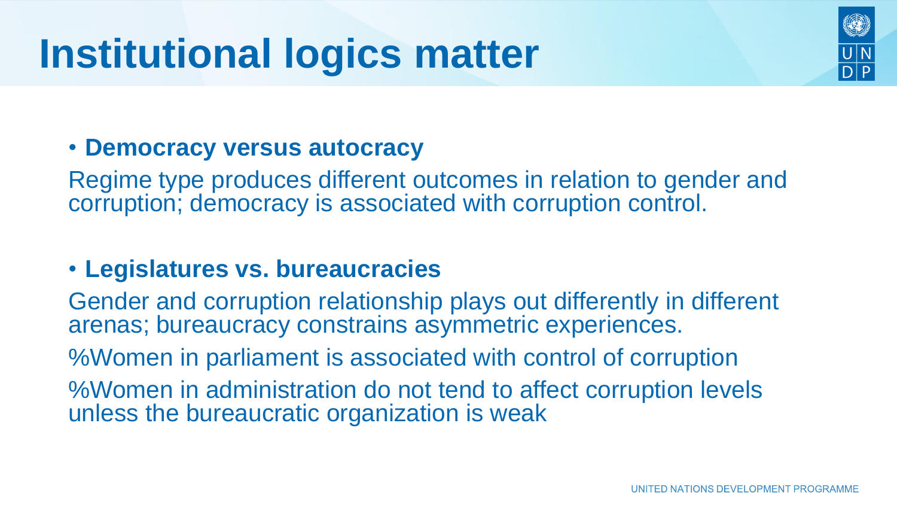# Institutional logics matter

- **Democracy versus autocracy**

Regime type produces different outcomes in relation to gender and corruption; democracy is associated with corruption control.

- **Legislatures vs. bureaucracies**

Gender and corruption relationship plays out differently in different arenas; bureaucracy constrains asymmetric experiences.

%Women in parliament is associated with control of corruption

%Women in administration do not tend to affect corruption levels unless the bureaucratic organization is weak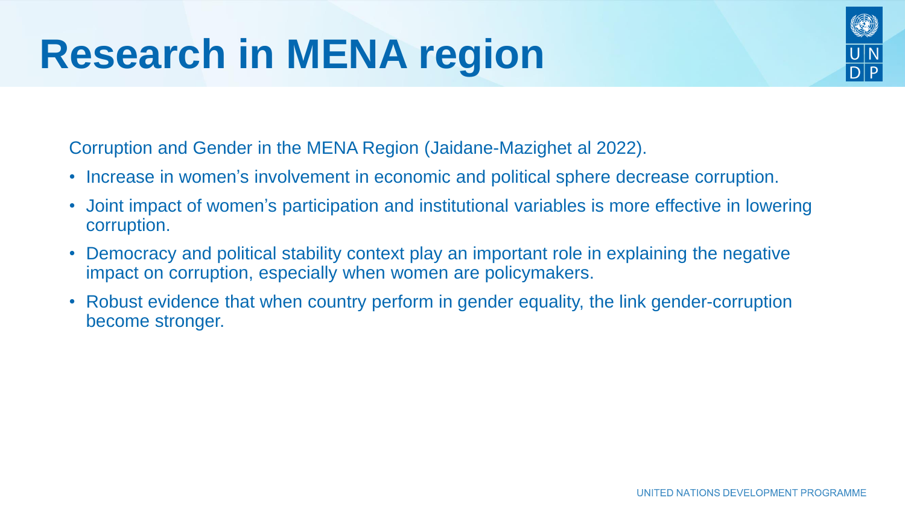# Research in MENA region

Corruption and Gender in the MENA Region (Jaidane-Mazighet al 2022).

- Increase in women's involvement in economic and political sphere decrease corruption.
- Joint impact of women's participation and institutional variables is more effective in lowering corruption.
- Democracy and political stability context play an important role in explaining the negative impact on corruption, especially when women are policymakers.
- Robust evidence that when country perform in gender equality, the link gender-corruption become stronger.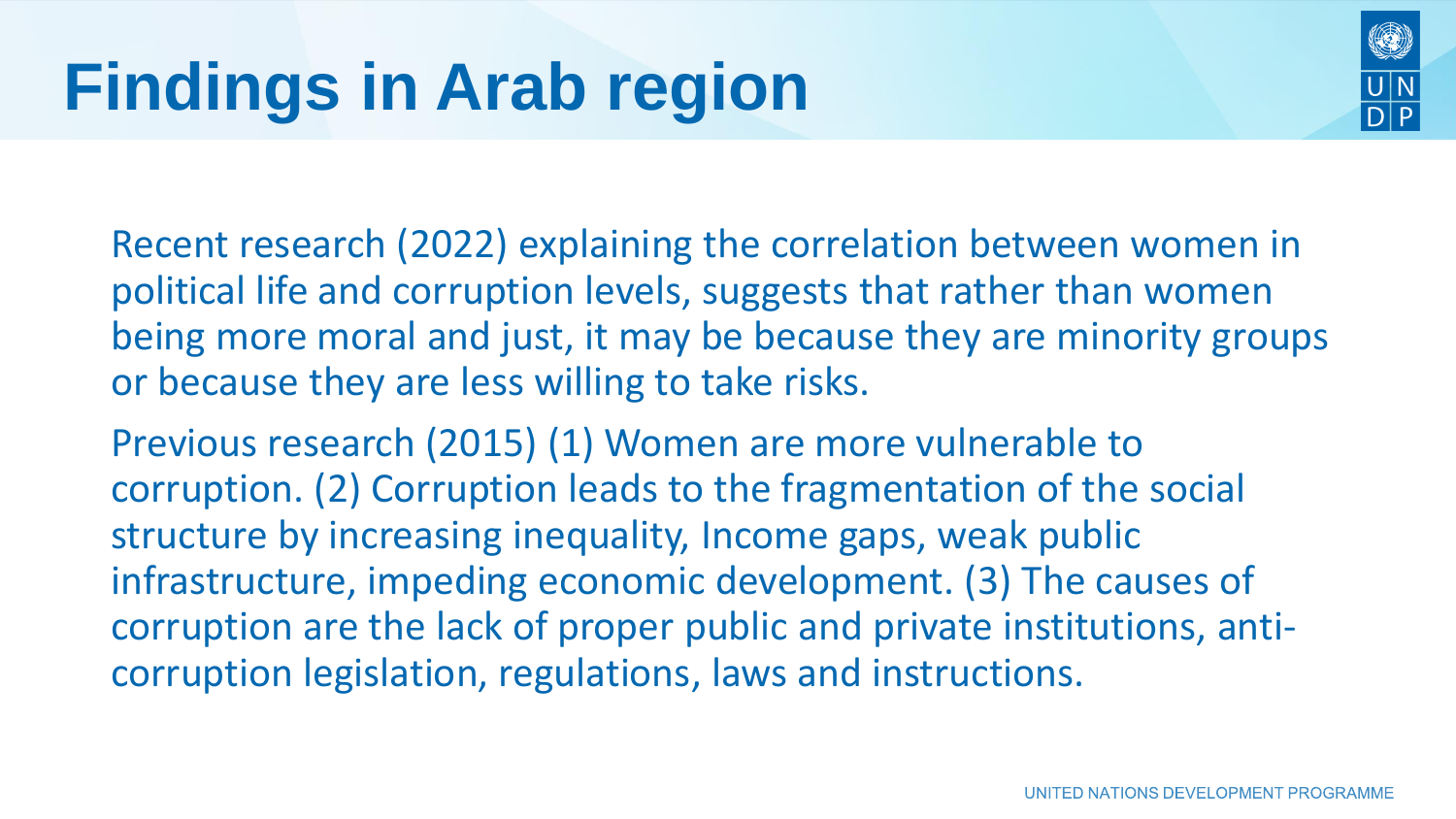# Findings in Arab region

Recent research (2022) explaining the correlation between women in political life and corruption levels, suggests that rather than women being more moral and just, it may be because they are minority groups or because they are less willing to take risks.

Previous research (2015) (1) Women are more vulnerable to corruption. (2) Corruption leads to the fragmentation of the social structure by increasing inequality, Income gaps, weak public infrastructure, impeding economic development. (3) The causes of corruption are the lack of proper public and private institutions, anti-corruption legislation, regulations, laws and instructions.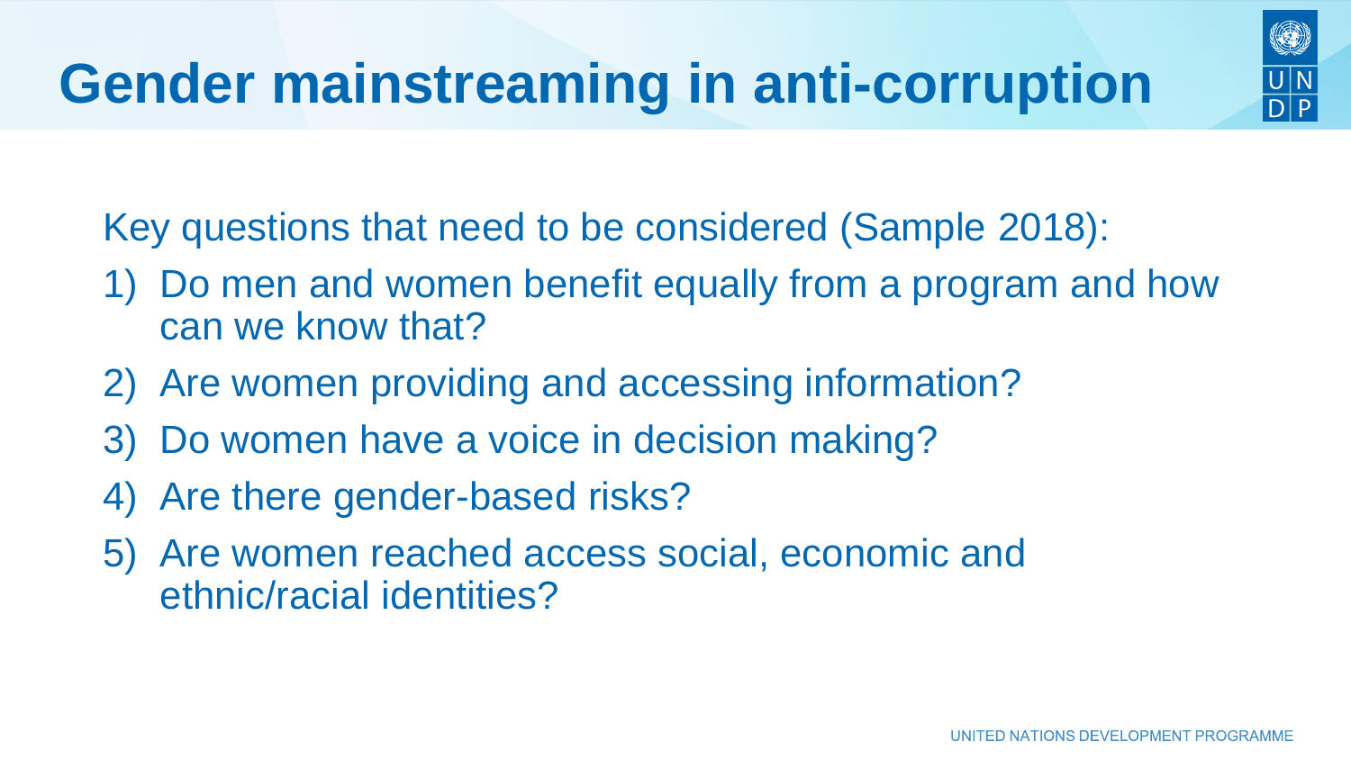# Gender mainstreaming in anti-corruption

Key questions that need to be considered (Sample 2018):

1) Do men and women benefit equally from a program and how can we know that?
2) Are women providing and accessing information?
3) Do women have a voice in decision making?
4) Are there gender-based risks?
5) Are women reached access social, economic and ethnic/racial identities?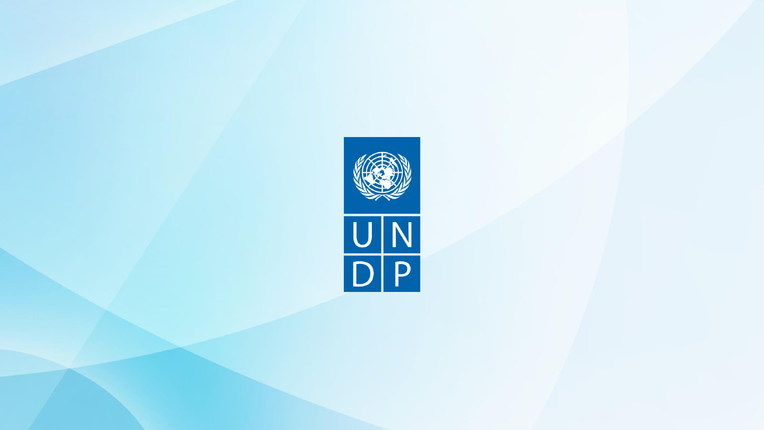U N
D P